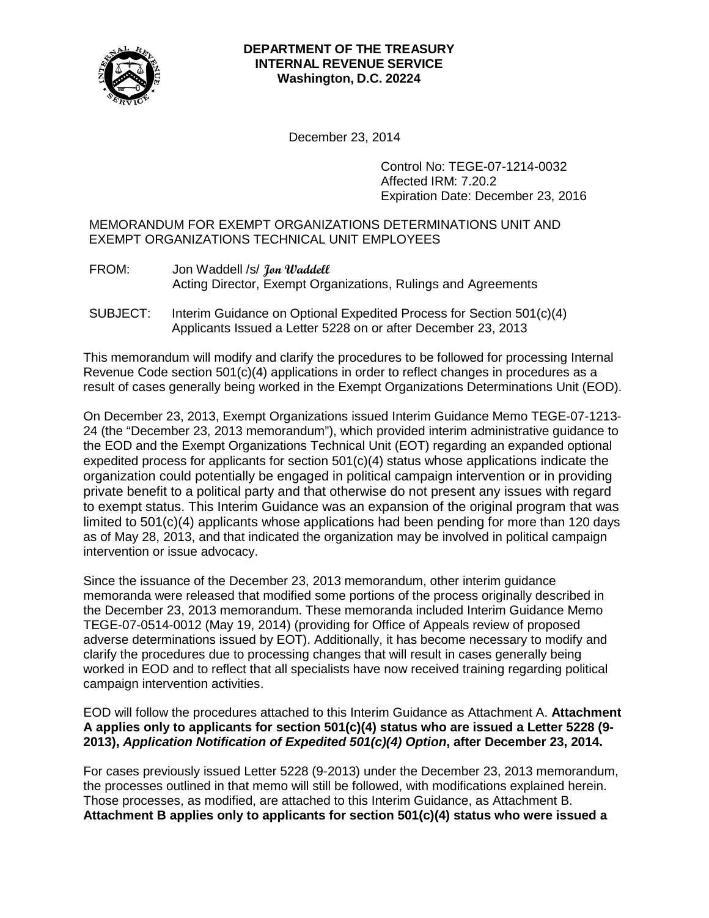**DEPARTMENT OF THE TREASURY**
**INTERNAL REVENUE SERVICE**
**Washington, D.C. 20224**

December 23, 2014

Control No: TEGE-07-1214-0032
Affected IRM: 7.20.2
Expiration Date: December 23, 2016

MEMORANDUM FOR EXEMPT ORGANIZATIONS DETERMINATIONS UNIT AND EXEMPT ORGANIZATIONS TECHNICAL UNIT EMPLOYEES

FROM: Jon Waddell /s/ *Jon Waddell*
Acting Director, Exempt Organizations, Rulings and Agreements

SUBJECT: Interim Guidance on Optional Expedited Process for Section 501(c)(4) Applicants Issued a Letter 5228 on or after December 23, 2013

This memorandum will modify and clarify the procedures to be followed for processing Internal Revenue Code section 501(c)(4) applications in order to reflect changes in procedures as a result of cases generally being worked in the Exempt Organizations Determinations Unit (EOD).

On December 23, 2013, Exempt Organizations issued Interim Guidance Memo TEGE-07-1213-24 (the "December 23, 2013 memorandum"), which provided interim administrative guidance to the EOD and the Exempt Organizations Technical Unit (EOT) regarding an expanded optional expedited process for applicants for section 501(c)(4) status whose applications indicate the organization could potentially be engaged in political campaign intervention or in providing private benefit to a political party and that otherwise do not present any issues with regard to exempt status. This Interim Guidance was an expansion of the original program that was limited to 501(c)(4) applicants whose applications had been pending for more than 120 days as of May 28, 2013, and that indicated the organization may be involved in political campaign intervention or issue advocacy.

Since the issuance of the December 23, 2013 memorandum, other interim guidance memoranda were released that modified some portions of the process originally described in the December 23, 2013 memorandum. These memoranda included Interim Guidance Memo TEGE-07-0514-0012 (May 19, 2014) (providing for Office of Appeals review of proposed adverse determinations issued by EOT). Additionally, it has become necessary to modify and clarify the procedures due to processing changes that will result in cases generally being worked in EOD and to reflect that all specialists have now received training regarding political campaign intervention activities.

EOD will follow the procedures attached to this Interim Guidance as Attachment A. **Attachment A applies only to applicants for section 501(c)(4) status who are issued a Letter 5228 (9-2013), *Application Notification of Expedited 501(c)(4) Option*, after December 23, 2014.**

For cases previously issued Letter 5228 (9-2013) under the December 23, 2013 memorandum, the processes outlined in that memo will still be followed, with modifications explained herein. Those processes, as modified, are attached to this Interim Guidance, as Attachment B. **Attachment B applies only to applicants for section 501(c)(4) status who were issued a**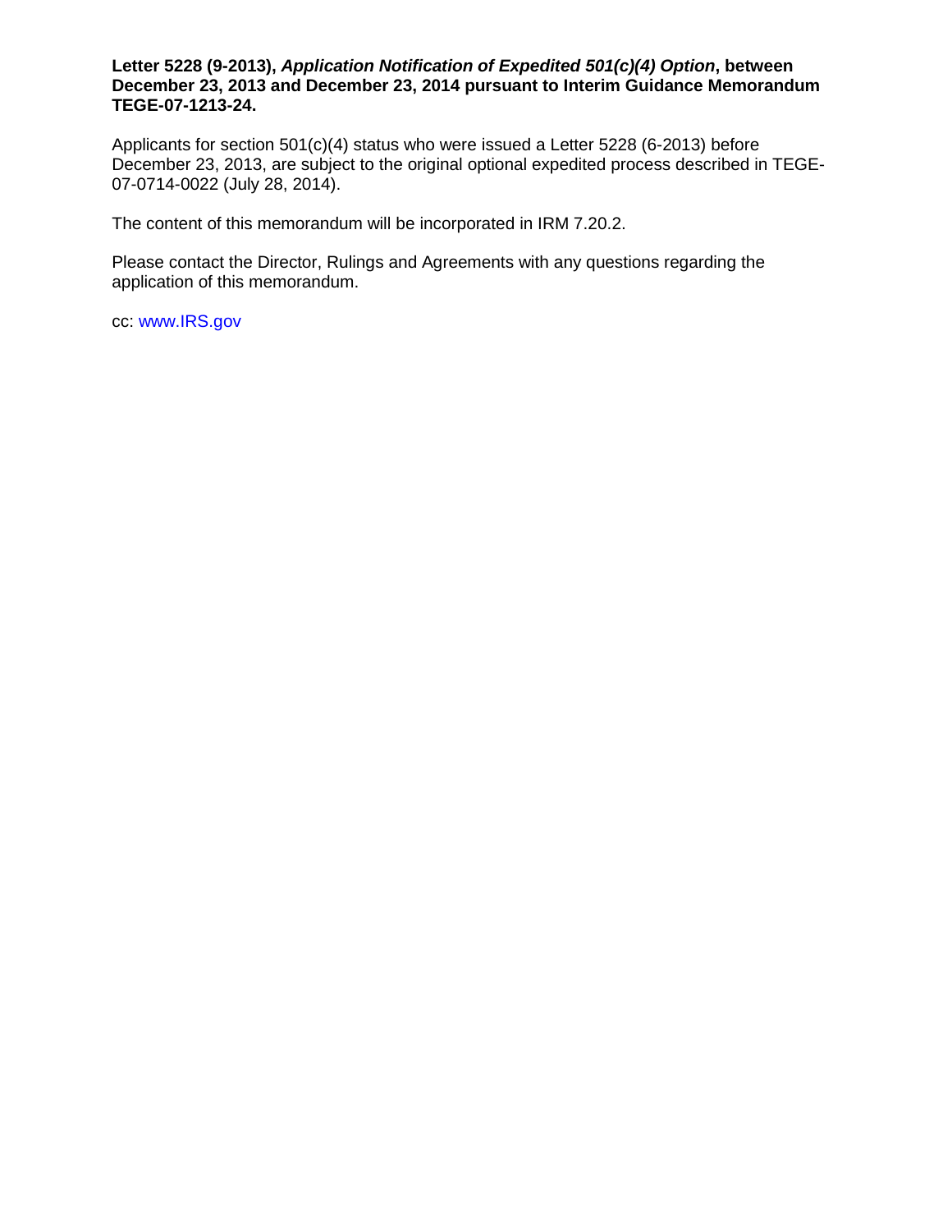**Letter 5228 (9-2013), *Application Notification of Expedited 501(c)(4) Option*, between December 23, 2013 and December 23, 2014 pursuant to Interim Guidance Memorandum TEGE-07-1213-24.**

Applicants for section 501(c)(4) status who were issued a Letter 5228 (6-2013) before December 23, 2013, are subject to the original optional expedited process described in TEGE-07-0714-0022 (July 28, 2014).

The content of this memorandum will be incorporated in IRM 7.20.2.

Please contact the Director, Rulings and Agreements with any questions regarding the application of this memorandum.

cc: www.IRS.gov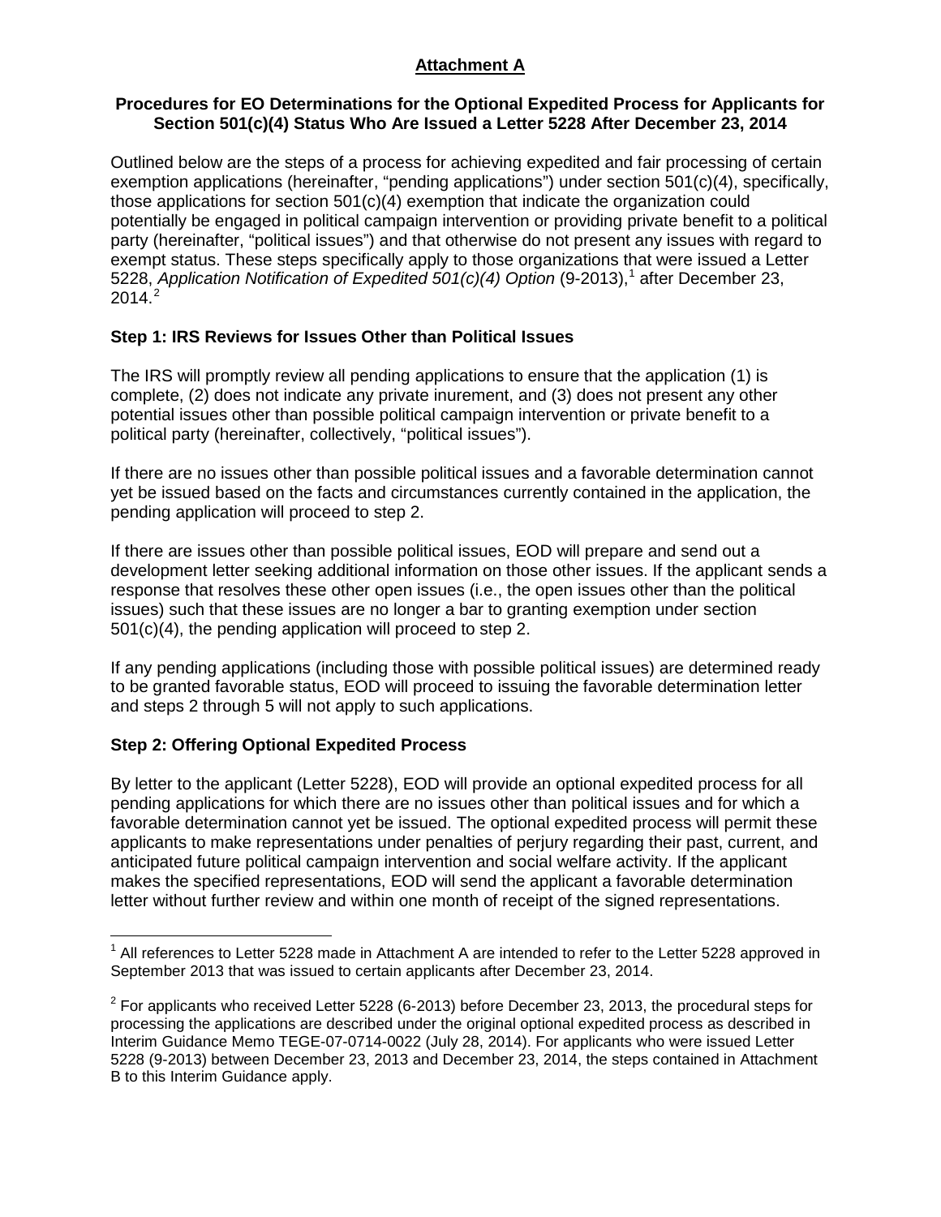**Attachment A**

**Procedures for EO Determinations for the Optional Expedited Process for Applicants for Section 501(c)(4) Status Who Are Issued a Letter 5228 After December 23, 2014**

Outlined below are the steps of a process for achieving expedited and fair processing of certain exemption applications (hereinafter, "pending applications") under section 501(c)(4), specifically, those applications for section 501(c)(4) exemption that indicate the organization could potentially be engaged in political campaign intervention or providing private benefit to a political party (hereinafter, "political issues") and that otherwise do not present any issues with regard to exempt status. These steps specifically apply to those organizations that were issued a Letter 5228, *Application Notification of Expedited 501(c)(4) Option* (9-2013),[1] after December 23, 2014.[2]

**Step 1: IRS Reviews for Issues Other than Political Issues**

The IRS will promptly review all pending applications to ensure that the application (1) is complete, (2) does not indicate any private inurement, and (3) does not present any other potential issues other than possible political campaign intervention or private benefit to a political party (hereinafter, collectively, "political issues").

If there are no issues other than possible political issues and a favorable determination cannot yet be issued based on the facts and circumstances currently contained in the application, the pending application will proceed to step 2.

If there are issues other than possible political issues, EOD will prepare and send out a development letter seeking additional information on those other issues. If the applicant sends a response that resolves these other open issues (i.e., the open issues other than the political issues) such that these issues are no longer a bar to granting exemption under section 501(c)(4), the pending application will proceed to step 2.

If any pending applications (including those with possible political issues) are determined ready to be granted favorable status, EOD will proceed to issuing the favorable determination letter and steps 2 through 5 will not apply to such applications.

**Step 2: Offering Optional Expedited Process**

By letter to the applicant (Letter 5228), EOD will provide an optional expedited process for all pending applications for which there are no issues other than political issues and for which a favorable determination cannot yet be issued. The optional expedited process will permit these applicants to make representations under penalties of perjury regarding their past, current, and anticipated future political campaign intervention and social welfare activity. If the applicant makes the specified representations, EOD will send the applicant a favorable determination letter without further review and within one month of receipt of the signed representations.

---

[1] All references to Letter 5228 made in Attachment A are intended to refer to the Letter 5228 approved in September 2013 that was issued to certain applicants after December 23, 2014.

[2] For applicants who received Letter 5228 (6-2013) before December 23, 2013, the procedural steps for processing the applications are described under the original optional expedited process as described in Interim Guidance Memo TEGE-07-0714-0022 (July 28, 2014). For applicants who were issued Letter 5228 (9-2013) between December 23, 2013 and December 23, 2014, the steps contained in Attachment B to this Interim Guidance apply.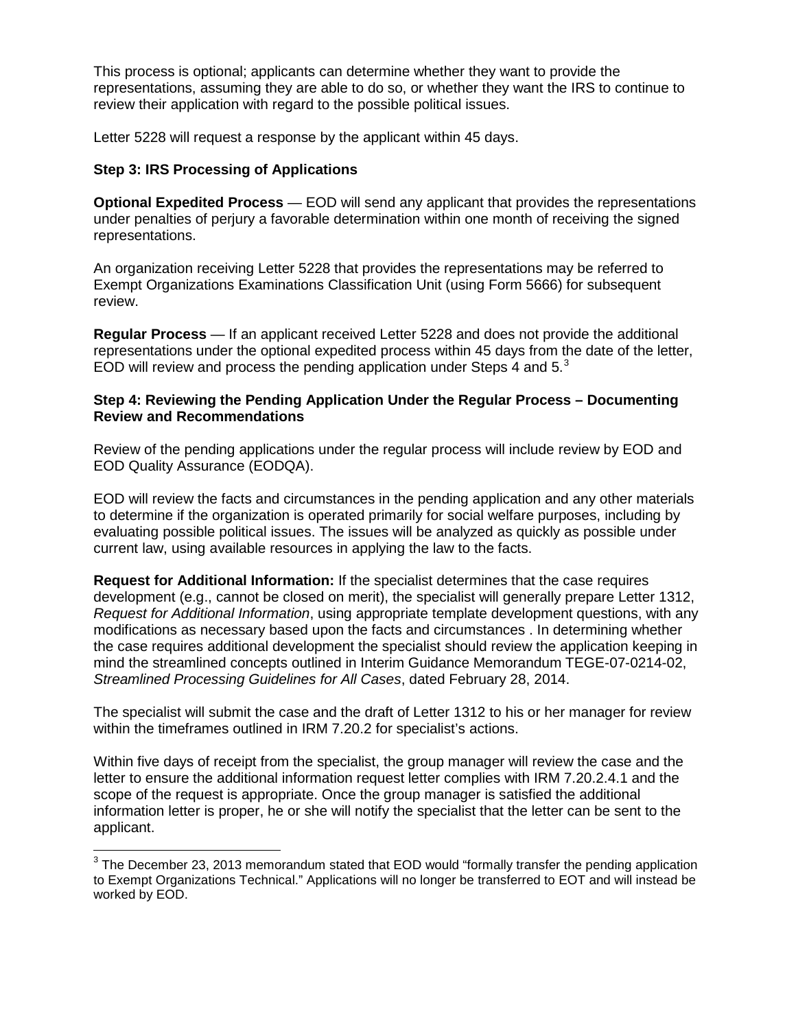This process is optional; applicants can determine whether they want to provide the representations, assuming they are able to do so, or whether they want the IRS to continue to review their application with regard to the possible political issues.

Letter 5228 will request a response by the applicant within 45 days.

**Step 3: IRS Processing of Applications**

**Optional Expedited Process** — EOD will send any applicant that provides the representations under penalties of perjury a favorable determination within one month of receiving the signed representations.

An organization receiving Letter 5228 that provides the representations may be referred to Exempt Organizations Examinations Classification Unit (using Form 5666) for subsequent review.

**Regular Process** — If an applicant received Letter 5228 and does not provide the additional representations under the optional expedited process within 45 days from the date of the letter, EOD will review and process the pending application under Steps 4 and 5.[3]

**Step 4: Reviewing the Pending Application Under the Regular Process – Documenting Review and Recommendations**

Review of the pending applications under the regular process will include review by EOD and EOD Quality Assurance (EODQA).

EOD will review the facts and circumstances in the pending application and any other materials to determine if the organization is operated primarily for social welfare purposes, including by evaluating possible political issues. The issues will be analyzed as quickly as possible under current law, using available resources in applying the law to the facts.

**Request for Additional Information:** If the specialist determines that the case requires development (e.g., cannot be closed on merit), the specialist will generally prepare Letter 1312, *Request for Additional Information*, using appropriate template development questions, with any modifications as necessary based upon the facts and circumstances . In determining whether the case requires additional development the specialist should review the application keeping in mind the streamlined concepts outlined in Interim Guidance Memorandum TEGE-07-0214-02, *Streamlined Processing Guidelines for All Cases*, dated February 28, 2014.

The specialist will submit the case and the draft of Letter 1312 to his or her manager for review within the timeframes outlined in IRM 7.20.2 for specialist's actions.

Within five days of receipt from the specialist, the group manager will review the case and the letter to ensure the additional information request letter complies with IRM 7.20.2.4.1 and the scope of the request is appropriate. Once the group manager is satisfied the additional information letter is proper, he or she will notify the specialist that the letter can be sent to the applicant.

---

[3] The December 23, 2013 memorandum stated that EOD would "formally transfer the pending application to Exempt Organizations Technical." Applications will no longer be transferred to EOT and will instead be worked by EOD.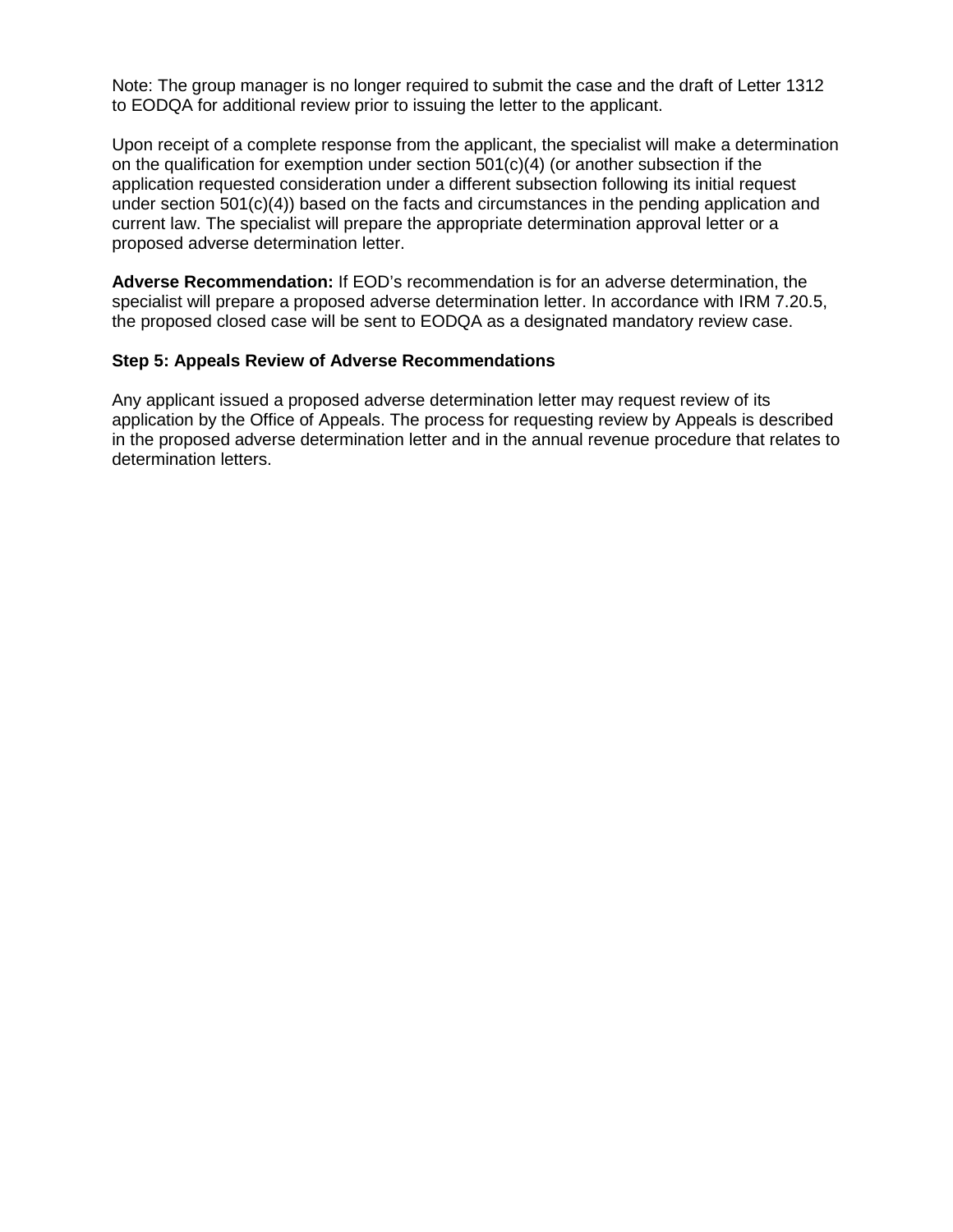Note: The group manager is no longer required to submit the case and the draft of Letter 1312 to EODQA for additional review prior to issuing the letter to the applicant.

Upon receipt of a complete response from the applicant, the specialist will make a determination on the qualification for exemption under section 501(c)(4) (or another subsection if the application requested consideration under a different subsection following its initial request under section 501(c)(4)) based on the facts and circumstances in the pending application and current law. The specialist will prepare the appropriate determination approval letter or a proposed adverse determination letter.

**Adverse Recommendation:** If EOD's recommendation is for an adverse determination, the specialist will prepare a proposed adverse determination letter. In accordance with IRM 7.20.5, the proposed closed case will be sent to EODQA as a designated mandatory review case.

**Step 5: Appeals Review of Adverse Recommendations**

Any applicant issued a proposed adverse determination letter may request review of its application by the Office of Appeals. The process for requesting review by Appeals is described in the proposed adverse determination letter and in the annual revenue procedure that relates to determination letters.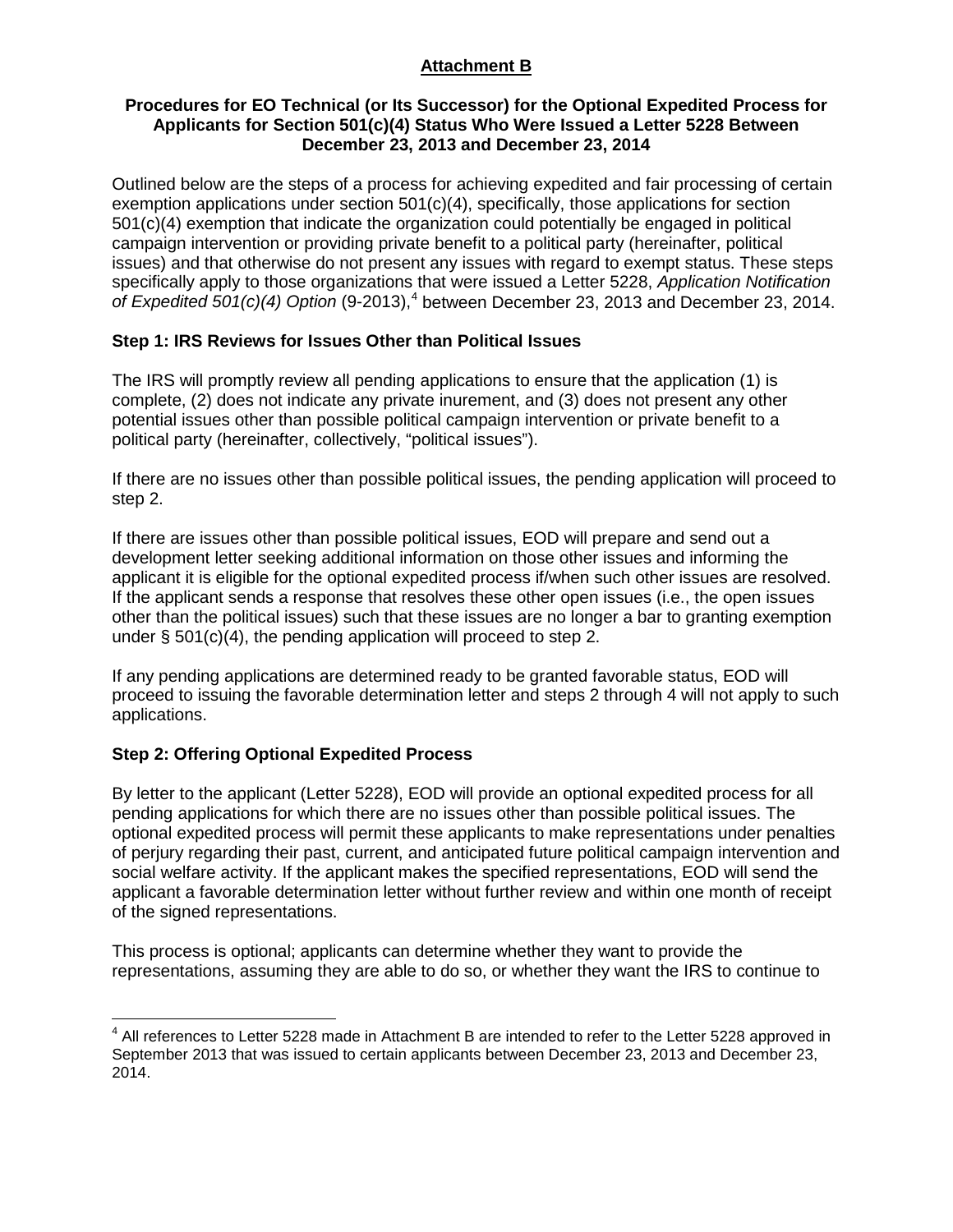## **Attachment B**

### Procedures for EO Technical (or Its Successor) for the Optional Expedited Process for Applicants for Section 501(c)(4) Status Who Were Issued a Letter 5228 Between December 23, 2013 and December 23, 2014

Outlined below are the steps of a process for achieving expedited and fair processing of certain exemption applications under section 501(c)(4), specifically, those applications for section 501(c)(4) exemption that indicate the organization could potentially be engaged in political campaign intervention or providing private benefit to a political party (hereinafter, political issues) and that otherwise do not present any issues with regard to exempt status. These steps specifically apply to those organizations that were issued a Letter 5228, *Application Notification of Expedited 501(c)(4) Option* (9-2013),[4] between December 23, 2013 and December 23, 2014.

### Step 1: IRS Reviews for Issues Other than Political Issues

The IRS will promptly review all pending applications to ensure that the application (1) is complete, (2) does not indicate any private inurement, and (3) does not present any other potential issues other than possible political campaign intervention or private benefit to a political party (hereinafter, collectively, "political issues").

If there are no issues other than possible political issues, the pending application will proceed to step 2.

If there are issues other than possible political issues, EOD will prepare and send out a development letter seeking additional information on those other issues and informing the applicant it is eligible for the optional expedited process if/when such other issues are resolved. If the applicant sends a response that resolves these other open issues (i.e., the open issues other than the political issues) such that these issues are no longer a bar to granting exemption under § 501(c)(4), the pending application will proceed to step 2.

If any pending applications are determined ready to be granted favorable status, EOD will proceed to issuing the favorable determination letter and steps 2 through 4 will not apply to such applications.

### Step 2: Offering Optional Expedited Process

By letter to the applicant (Letter 5228), EOD will provide an optional expedited process for all pending applications for which there are no issues other than possible political issues. The optional expedited process will permit these applicants to make representations under penalties of perjury regarding their past, current, and anticipated future political campaign intervention and social welfare activity. If the applicant makes the specified representations, EOD will send the applicant a favorable determination letter without further review and within one month of receipt of the signed representations.

This process is optional; applicants can determine whether they want to provide the representations, assuming they are able to do so, or whether they want the IRS to continue to

---

[4] All references to Letter 5228 made in Attachment B are intended to refer to the Letter 5228 approved in September 2013 that was issued to certain applicants between December 23, 2013 and December 23, 2014.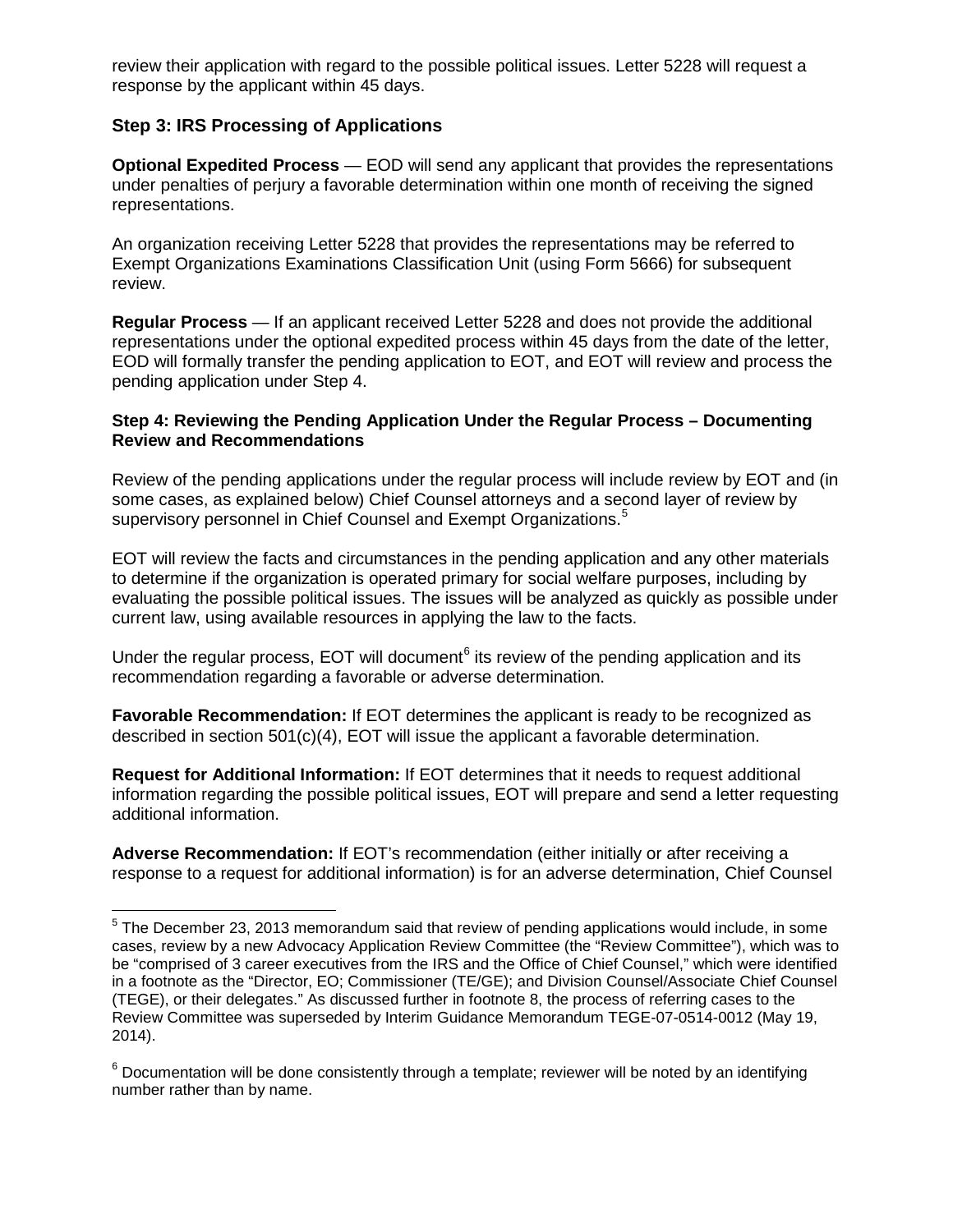review their application with regard to the possible political issues. Letter 5228 will request a response by the applicant within 45 days.

### Step 3: IRS Processing of Applications

**Optional Expedited Process** — EOD will send any applicant that provides the representations under penalties of perjury a favorable determination within one month of receiving the signed representations.

An organization receiving Letter 5228 that provides the representations may be referred to Exempt Organizations Examinations Classification Unit (using Form 5666) for subsequent review.

**Regular Process** — If an applicant received Letter 5228 and does not provide the additional representations under the optional expedited process within 45 days from the date of the letter, EOD will formally transfer the pending application to EOT, and EOT will review and process the pending application under Step 4.

#### Step 4: Reviewing the Pending Application Under the Regular Process – Documenting Review and Recommendations

Review of the pending applications under the regular process will include review by EOT and (in some cases, as explained below) Chief Counsel attorneys and a second layer of review by supervisory personnel in Chief Counsel and Exempt Organizations.[5]

EOT will review the facts and circumstances in the pending application and any other materials to determine if the organization is operated primary for social welfare purposes, including by evaluating the possible political issues. The issues will be analyzed as quickly as possible under current law, using available resources in applying the law to the facts.

Under the regular process, EOT will document[6] its review of the pending application and its recommendation regarding a favorable or adverse determination.

**Favorable Recommendation:** If EOT determines the applicant is ready to be recognized as described in section 501(c)(4), EOT will issue the applicant a favorable determination.

**Request for Additional Information:** If EOT determines that it needs to request additional information regarding the possible political issues, EOT will prepare and send a letter requesting additional information.

**Adverse Recommendation:** If EOT's recommendation (either initially or after receiving a response to a request for additional information) is for an adverse determination, Chief Counsel

---

[5] The December 23, 2013 memorandum said that review of pending applications would include, in some cases, review by a new Advocacy Application Review Committee (the "Review Committee"), which was to be "comprised of 3 career executives from the IRS and the Office of Chief Counsel," which were identified in a footnote as the "Director, EO; Commissioner (TE/GE); and Division Counsel/Associate Chief Counsel (TEGE), or their delegates." As discussed further in footnote 8, the process of referring cases to the Review Committee was superseded by Interim Guidance Memorandum TEGE-07-0514-0012 (May 19, 2014).

[6] Documentation will be done consistently through a template; reviewer will be noted by an identifying number rather than by name.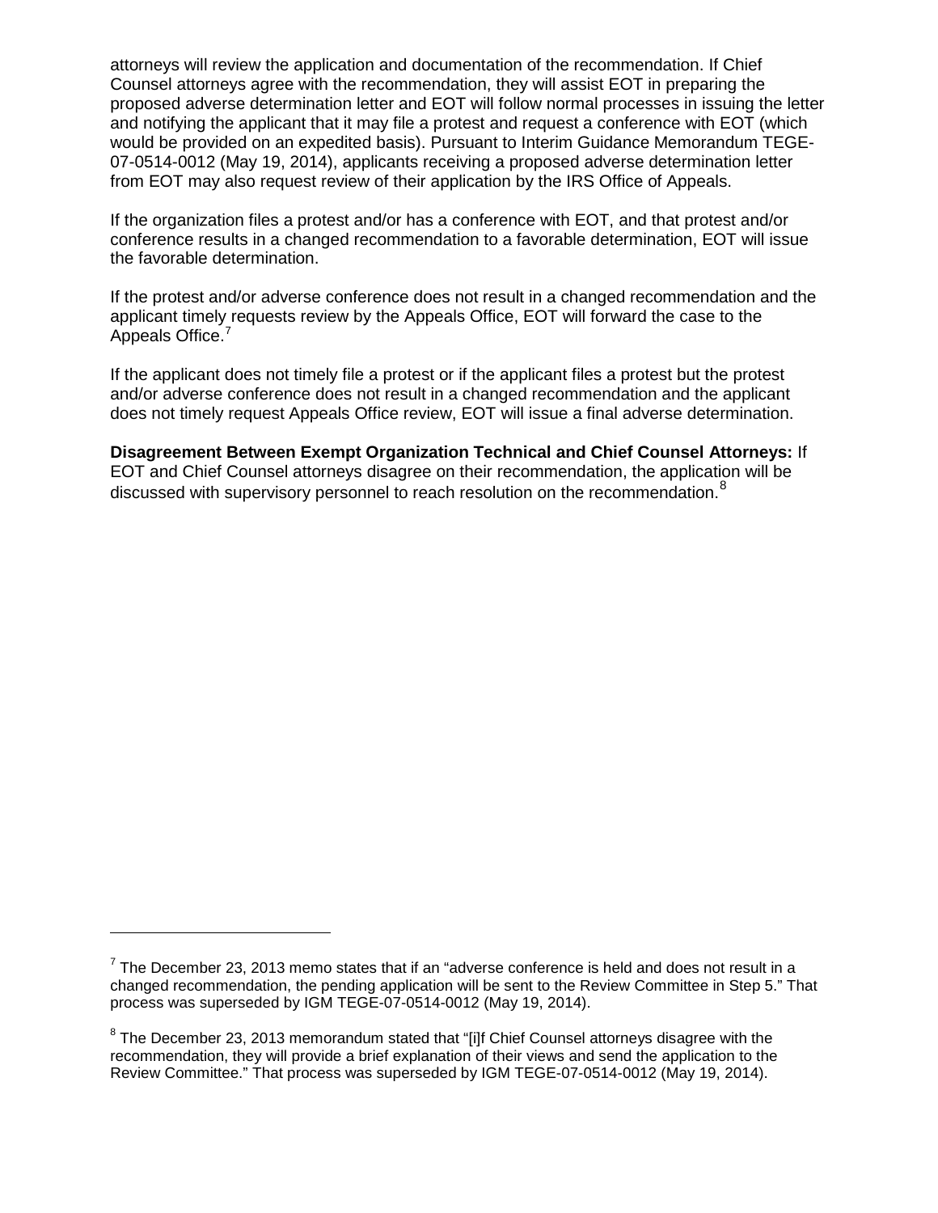attorneys will review the application and documentation of the recommendation. If Chief Counsel attorneys agree with the recommendation, they will assist EOT in preparing the proposed adverse determination letter and EOT will follow normal processes in issuing the letter and notifying the applicant that it may file a protest and request a conference with EOT (which would be provided on an expedited basis). Pursuant to Interim Guidance Memorandum TEGE-07-0514-0012 (May 19, 2014), applicants receiving a proposed adverse determination letter from EOT may also request review of their application by the IRS Office of Appeals.

If the organization files a protest and/or has a conference with EOT, and that protest and/or conference results in a changed recommendation to a favorable determination, EOT will issue the favorable determination.

If the protest and/or adverse conference does not result in a changed recommendation and the applicant timely requests review by the Appeals Office, EOT will forward the case to the Appeals Office.[7]

If the applicant does not timely file a protest or if the applicant files a protest but the protest and/or adverse conference does not result in a changed recommendation and the applicant does not timely request Appeals Office review, EOT will issue a final adverse determination.

**Disagreement Between Exempt Organization Technical and Chief Counsel Attorneys:** If EOT and Chief Counsel attorneys disagree on their recommendation, the application will be discussed with supervisory personnel to reach resolution on the recommendation.[8]

---

[7] The December 23, 2013 memo states that if an "adverse conference is held and does not result in a changed recommendation, the pending application will be sent to the Review Committee in Step 5." That process was superseded by IGM TEGE-07-0514-0012 (May 19, 2014).

[8] The December 23, 2013 memorandum stated that "[i]f Chief Counsel attorneys disagree with the recommendation, they will provide a brief explanation of their views and send the application to the Review Committee." That process was superseded by IGM TEGE-07-0514-0012 (May 19, 2014).